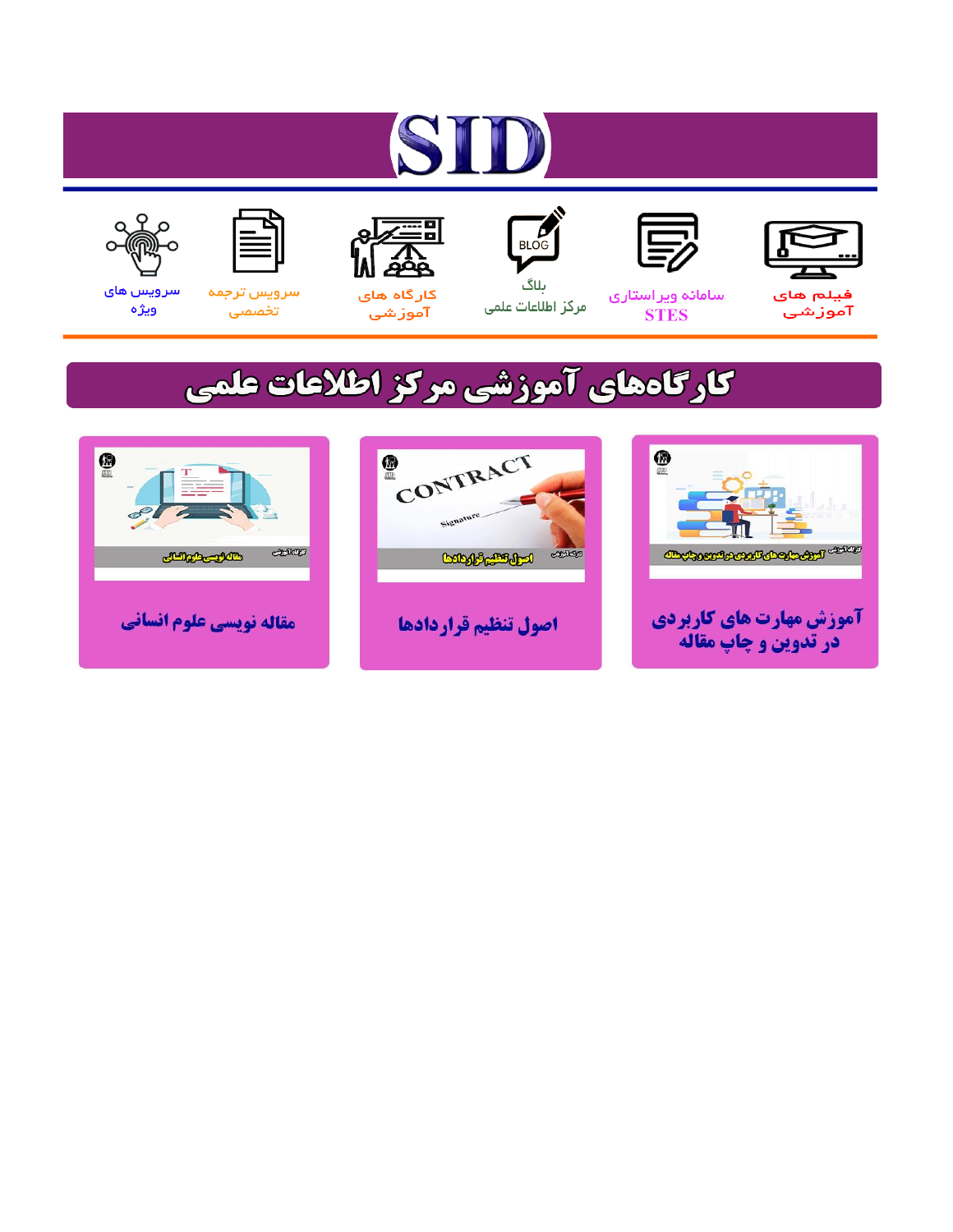# SID

فیلم های آموزشی

سامانه ویراستاری STES

بلاگ مرکز اطلاعات علمی

کارگاه های آموزشی

سرویس ترجمه تخصصی

سرویس های ویژه

## کارگاه‌های آموزشی مرکز اطلاعات علمی

آموزش مهارت های کاربردی در تدوین و چاپ مقاله

اصول تنظیم قراردادها

مقاله نویسی علوم انسانی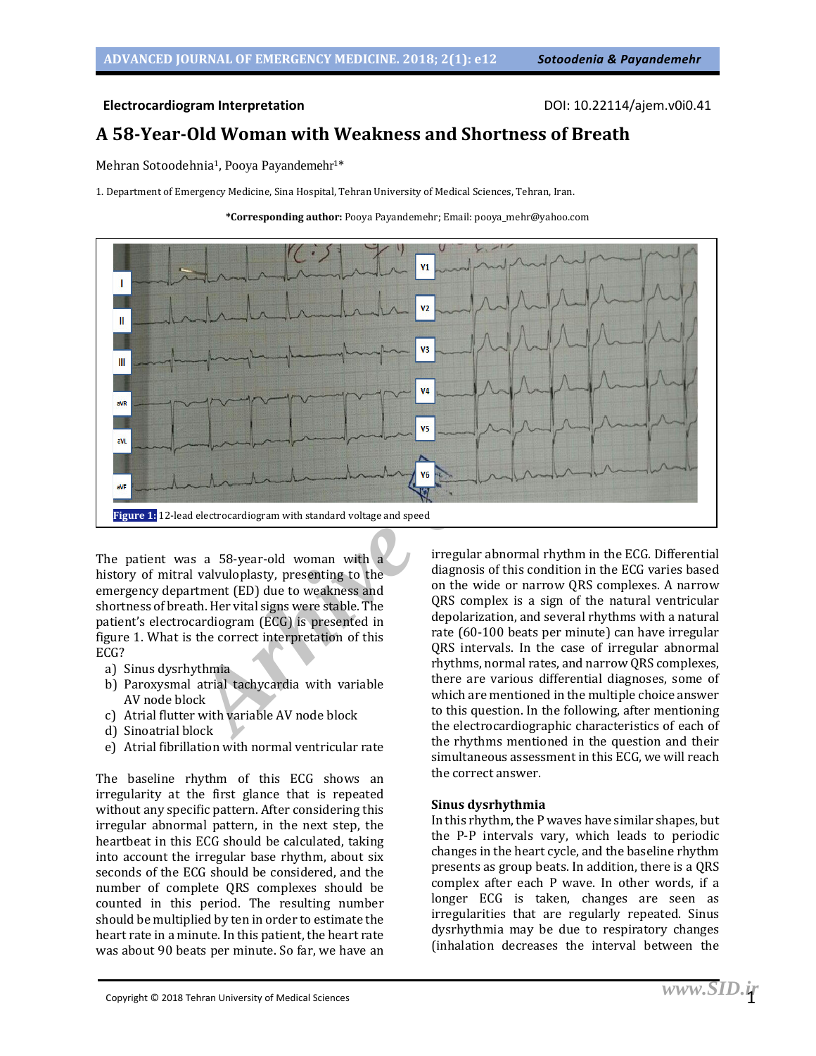Electrocardiogram Interpretation

DOI: 10.22114/ajem.v0i0.41

# A 58-Year-Old Woman with Weakness and Shortness of Breath

Mehran Sotoodehnia[1], Pooya Payandemehr[1]*

1. Department of Emergency Medicine, Sina Hospital, Tehran University of Medical Sciences, Tehran, Iran.

***Corresponding author:** Pooya Payandemehr; Email: pooya_mehr@yahoo.com

**Figure 1:** 12-lead electrocardiogram with standard voltage and speed

The patient was a 58-year-old woman with a history of mitral valvuloplasty, presenting to the emergency department (ED) due to weakness and shortness of breath. Her vital signs were stable. The patient's electrocardiogram (ECG) is presented in figure 1. What is the correct interpretation of this ECG?

a) Sinus dysrhythmia
b) Paroxysmal atrial tachycardia with variable AV node block
c) Atrial flutter with variable AV node block
d) Sinoatrial block
e) Atrial fibrillation with normal ventricular rate

The baseline rhythm of this ECG shows an irregularity at the first glance that is repeated without any specific pattern. After considering this irregular abnormal pattern, in the next step, the heartbeat in this ECG should be calculated, taking into account the irregular base rhythm, about six seconds of the ECG should be considered, and the number of complete QRS complexes should be counted in this period. The resulting number should be multiplied by ten in order to estimate the heart rate in a minute. In this patient, the heart rate was about 90 beats per minute. So far, we have an irregular abnormal rhythm in the ECG. Differential diagnosis of this condition in the ECG varies based on the wide or narrow QRS complexes. A narrow QRS complex is a sign of the natural ventricular depolarization, and several rhythms with a natural rate (60-100 beats per minute) can have irregular QRS intervals. In the case of irregular abnormal rhythms, normal rates, and narrow QRS complexes, there are various differential diagnoses, some of which are mentioned in the multiple choice answer to this question. In the following, after mentioning the electrocardiographic characteristics of each of the rhythms mentioned in the question and their simultaneous assessment in this ECG, we will reach the correct answer.

### Sinus dysrhythmia

In this rhythm, the P waves have similar shapes, but the P-P intervals vary, which leads to periodic changes in the heart cycle, and the baseline rhythm presents as group beats. In addition, there is a QRS complex after each P wave. In other words, if a longer ECG is taken, changes are seen as irregularities that are regularly repeated. Sinus dysrhythmia may be due to respiratory changes (inhalation decreases the interval between the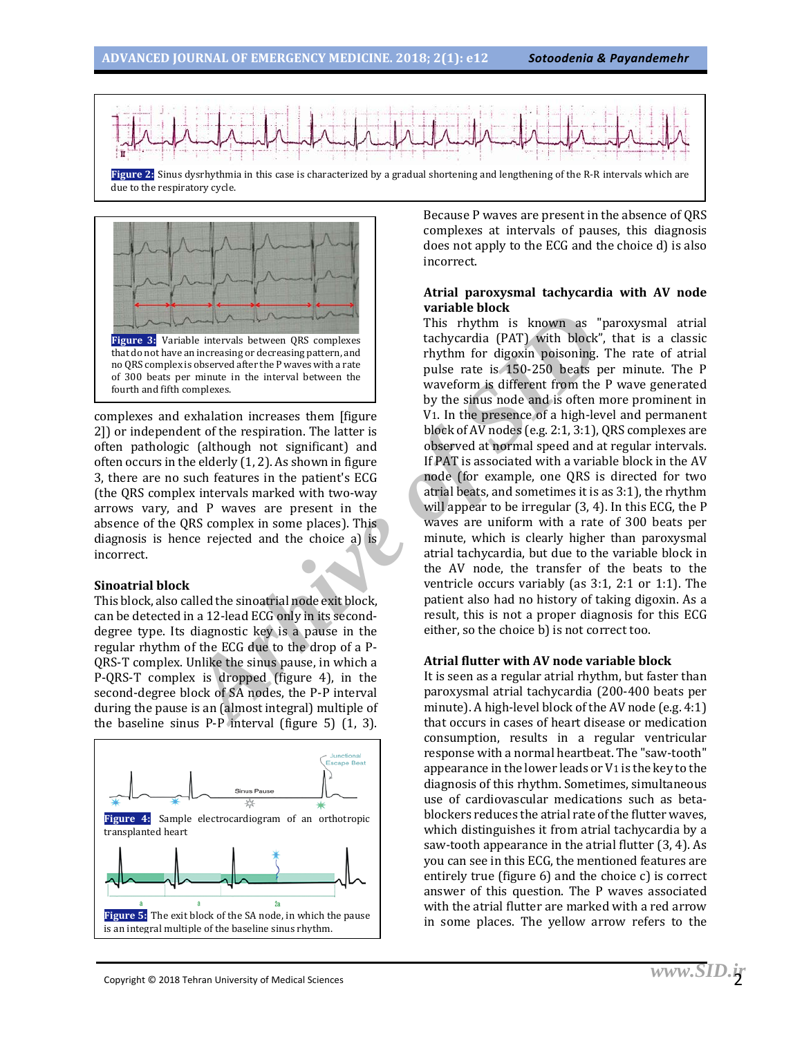**Figure 2:** Sinus dysrhythmia in this case is characterized by a gradual shortening and lengthening of the R-R intervals which are due to the respiratory cycle.

**Figure 3:** Variable intervals between QRS complexes that do not have an increasing or decreasing pattern, and no QRS complex is observed after the P waves with a rate of 300 beats per minute in the interval between the fourth and fifth complexes.

complexes and exhalation increases them [figure 2]) or independent of the respiration. The latter is often pathologic (although not significant) and often occurs in the elderly (1, 2). As shown in figure 3, there are no such features in the patient's ECG (the QRS complex intervals marked with two-way arrows vary, and P waves are present in the absence of the QRS complex in some places). This diagnosis is hence rejected and the choice a) is incorrect.

### Sinoatrial block

This block, also called the sinoatrial node exit block, can be detected in a 12-lead ECG only in its second-degree type. Its diagnostic key is a pause in the regular rhythm of the ECG due to the drop of a P-QRS-T complex. Unlike the sinus pause, in which a P-QRS-T complex is dropped (figure 4), in the second-degree block of SA nodes, the P-P interval during the pause is an (almost integral) multiple of the baseline sinus P-P interval (figure 5) (1, 3).

**Figure 4:** Sample electrocardiogram of an orthotropic transplanted heart

**Figure 5:** The exit block of the SA node, in which the pause is an integral multiple of the baseline sinus rhythm.

Because P waves are present in the absence of QRS complexes at intervals of pauses, this diagnosis does not apply to the ECG and the choice d) is also incorrect.

### Atrial paroxysmal tachycardia with AV node variable block

This rhythm is known as "paroxysmal atrial tachycardia (PAT) with block", that is a classic rhythm for digoxin poisoning. The rate of atrial pulse rate is 150-250 beats per minute. The P waveform is different from the P wave generated by the sinus node and is often more prominent in V1. In the presence of a high-level and permanent block of AV nodes (e.g. 2:1, 3:1), QRS complexes are observed at normal speed and at regular intervals. If PAT is associated with a variable block in the AV node (for example, one QRS is directed for two atrial beats, and sometimes it is as 3:1), the rhythm will appear to be irregular (3, 4). In this ECG, the P waves are uniform with a rate of 300 beats per minute, which is clearly higher than paroxysmal atrial tachycardia, but due to the variable block in the AV node, the transfer of the beats to the ventricle occurs variably (as 3:1, 2:1 or 1:1). The patient also had no history of taking digoxin. As a result, this is not a proper diagnosis for this ECG either, so the choice b) is not correct too.

### Atrial flutter with AV node variable block

It is seen as a regular atrial rhythm, but faster than paroxysmal atrial tachycardia (200-400 beats per minute). A high-level block of the AV node (e.g. 4:1) that occurs in cases of heart disease or medication consumption, results in a regular ventricular response with a normal heartbeat. The "saw-tooth" appearance in the lower leads or V1 is the key to the diagnosis of this rhythm. Sometimes, simultaneous use of cardiovascular medications such as beta-blockers reduces the atrial rate of the flutter waves, which distinguishes it from atrial tachycardia by a saw-tooth appearance in the atrial flutter (3, 4). As you can see in this ECG, the mentioned features are entirely true (figure 6) and the choice c) is correct answer of this question. The P waves associated with the atrial flutter are marked with a red arrow in some places. The yellow arrow refers to the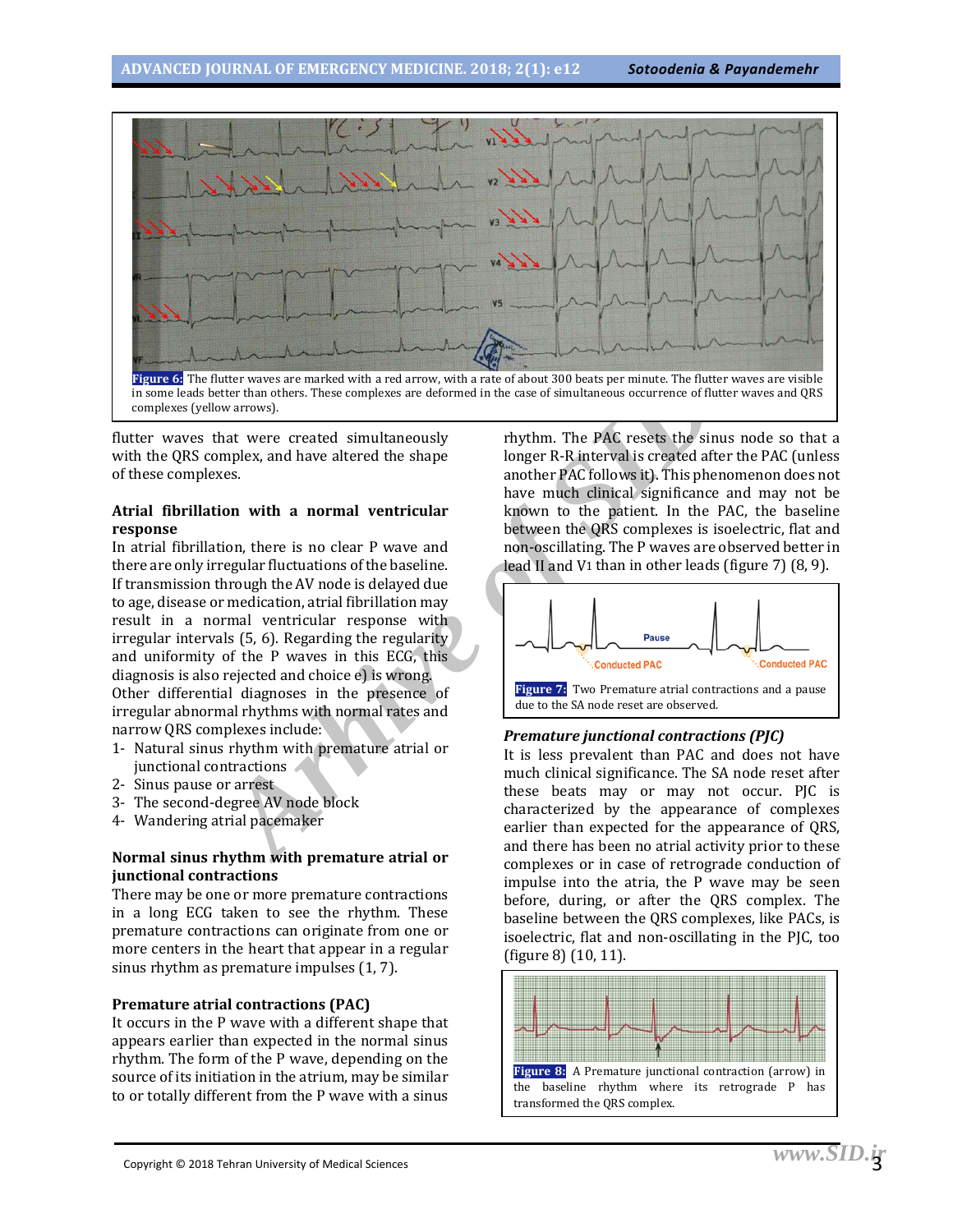**Figure 6:** The flutter waves are marked with a red arrow, with a rate of about 300 beats per minute. The flutter waves are visible in some leads better than others. These complexes are deformed in the case of simultaneous occurrence of flutter waves and QRS complexes (yellow arrows).

flutter waves that were created simultaneously with the QRS complex, and have altered the shape of these complexes.

### Atrial fibrillation with a normal ventricular response

In atrial fibrillation, there is no clear P wave and there are only irregular fluctuations of the baseline. If transmission through the AV node is delayed due to age, disease or medication, atrial fibrillation may result in a normal ventricular response with irregular intervals (5, 6). Regarding the regularity and uniformity of the P waves in this ECG, this diagnosis is also rejected and choice e) is wrong.

Other differential diagnoses in the presence of irregular abnormal rhythms with normal rates and narrow QRS complexes include:

1- Natural sinus rhythm with premature atrial or junctional contractions
2- Sinus pause or arrest
3- The second-degree AV node block
4- Wandering atrial pacemaker

### Normal sinus rhythm with premature atrial or junctional contractions

There may be one or more premature contractions in a long ECG taken to see the rhythm. These premature contractions can originate from one or more centers in the heart that appear in a regular sinus rhythm as premature impulses (1, 7).

### Premature atrial contractions (PAC)

It occurs in the P wave with a different shape that appears earlier than expected in the normal sinus rhythm. The form of the P wave, depending on the source of its initiation in the atrium, may be similar to or totally different from the P wave with a sinus rhythm. The PAC resets the sinus node so that a longer R-R interval is created after the PAC (unless another PAC follows it). This phenomenon does not have much clinical significance and may not be known to the patient. In the PAC, the baseline between the QRS complexes is isoelectric, flat and non-oscillating. The P waves are observed better in lead II and V1 than in other leads (figure 7) (8, 9).

**Figure 7:** Two Premature atrial contractions and a pause due to the SA node reset are observed.

### *Premature junctional contractions (PJC)*

It is less prevalent than PAC and does not have much clinical significance. The SA node reset after these beats may or may not occur. PJC is characterized by the appearance of complexes earlier than expected for the appearance of QRS, and there has been no atrial activity prior to these complexes or in case of retrograde conduction of impulse into the atria, the P wave may be seen before, during, or after the QRS complex. The baseline between the QRS complexes, like PACs, is isoelectric, flat and non-oscillating in the PJC, too (figure 8) (10, 11).

**Figure 8:** A Premature junctional contraction (arrow) in the baseline rhythm where its retrograde P has transformed the QRS complex.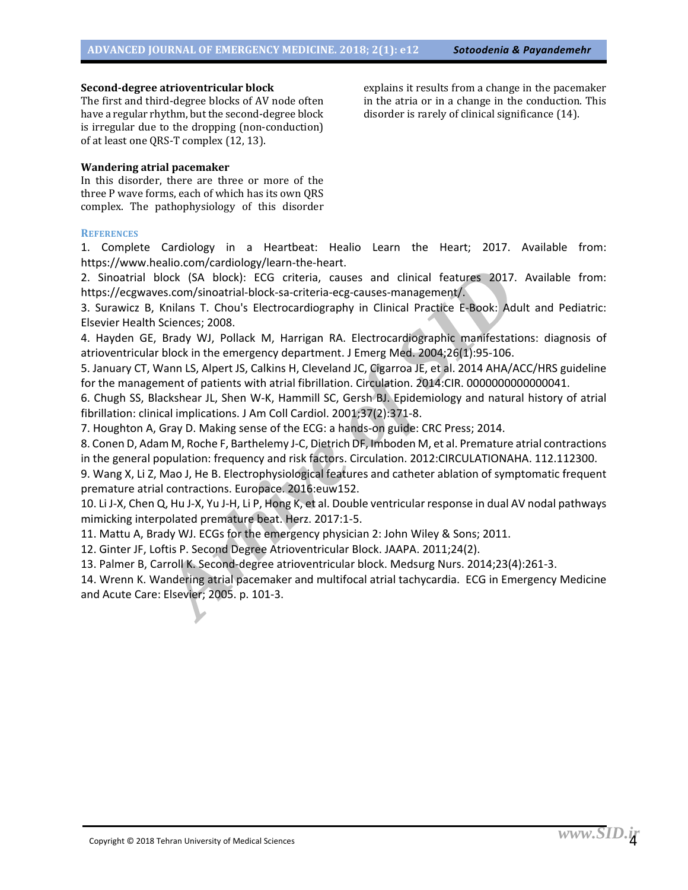**Second-degree atrioventricular block**

The first and third-degree blocks of AV node often have a regular rhythm, but the second-degree block is irregular due to the dropping (non-conduction) of at least one QRS-T complex (12, 13).

**Wandering atrial pacemaker**

In this disorder, there are three or more of the three P wave forms, each of which has its own QRS complex. The pathophysiology of this disorder explains it results from a change in the pacemaker in the atria or in a change in the conduction. This disorder is rarely of clinical significance (14).

## References

1. Complete Cardiology in a Heartbeat: Healio Learn the Heart; 2017. Available from: https://www.healio.com/cardiology/learn-the-heart.
2. Sinoatrial block (SA block): ECG criteria, causes and clinical features 2017. Available from: https://ecgwaves.com/sinoatrial-block-sa-criteria-ecg-causes-management/.
3. Surawicz B, Knilans T. Chou's Electrocardiography in Clinical Practice E-Book: Adult and Pediatric: Elsevier Health Sciences; 2008.
4. Hayden GE, Brady WJ, Pollack M, Harrigan RA. Electrocardiographic manifestations: diagnosis of atrioventricular block in the emergency department. J Emerg Med. 2004;26(1):95-106.
5. January CT, Wann LS, Alpert JS, Calkins H, Cleveland JC, Cigarroa JE, et al. 2014 AHA/ACC/HRS guideline for the management of patients with atrial fibrillation. Circulation. 2014:CIR. 0000000000000041.
6. Chugh SS, Blackshear JL, Shen W-K, Hammill SC, Gersh BJ. Epidemiology and natural history of atrial fibrillation: clinical implications. J Am Coll Cardiol. 2001;37(2):371-8.
7. Houghton A, Gray D. Making sense of the ECG: a hands-on guide: CRC Press; 2014.
8. Conen D, Adam M, Roche F, Barthelemy J-C, Dietrich DF, Imboden M, et al. Premature atrial contractions in the general population: frequency and risk factors. Circulation. 2012:CIRCULATIONAHA. 112.112300.
9. Wang X, Li Z, Mao J, He B. Electrophysiological features and catheter ablation of symptomatic frequent premature atrial contractions. Europace. 2016:euw152.
10. Li J-X, Chen Q, Hu J-X, Yu J-H, Li P, Hong K, et al. Double ventricular response in dual AV nodal pathways mimicking interpolated premature beat. Herz. 2017:1-5.
11. Mattu A, Brady WJ. ECGs for the emergency physician 2: John Wiley & Sons; 2011.
12. Ginter JF, Loftis P. Second Degree Atrioventricular Block. JAAPA. 2011;24(2).
13. Palmer B, Carroll K. Second-degree atrioventricular block. Medsurg Nurs. 2014;23(4):261-3.
14. Wrenn K. Wandering atrial pacemaker and multifocal atrial tachycardia. ECG in Emergency Medicine and Acute Care: Elsevier; 2005. p. 101-3.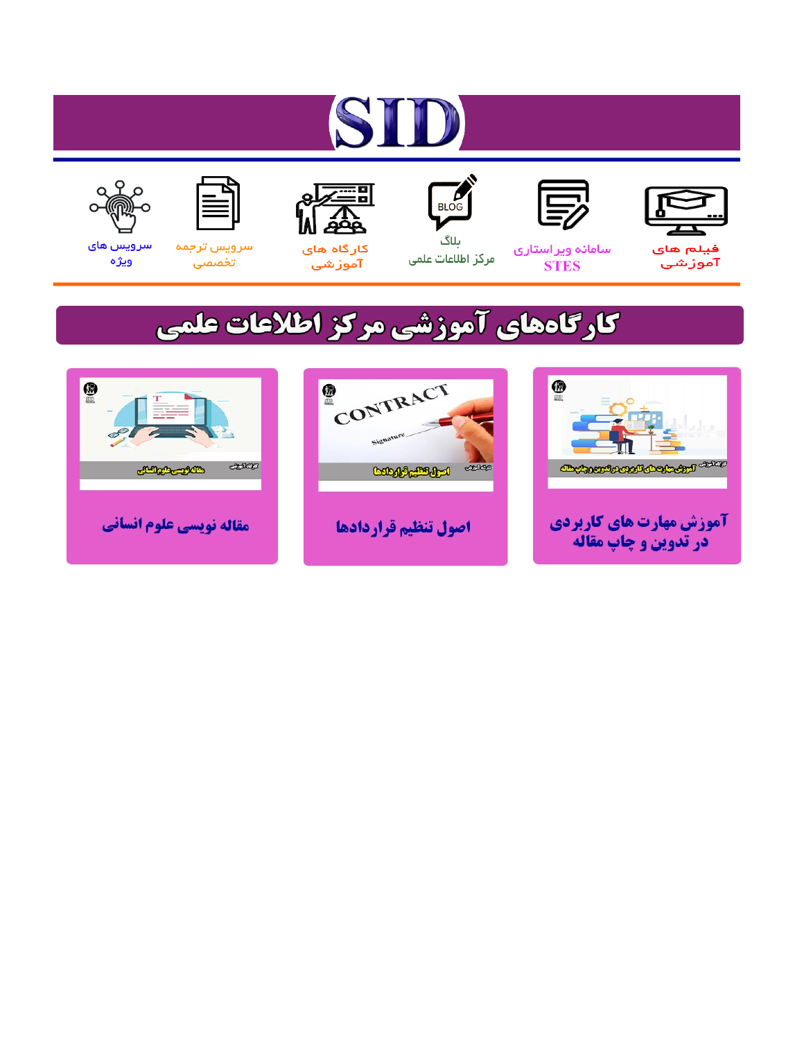# SID

فیلم های آموزشی

سامانه ویراستاری STES

بلاگ مرکز اطلاعات علمی

کارگاه های آموزشی

سرویس ترجمه تخصصی

سرویس های ویژه

## کارگاه‌های آموزشی مرکز اطلاعات علمی

آموزش مهارت های کاربردی در تدوین و چاپ مقاله

اصول تنظیم قراردادها

مقاله نویسی علوم انسانی